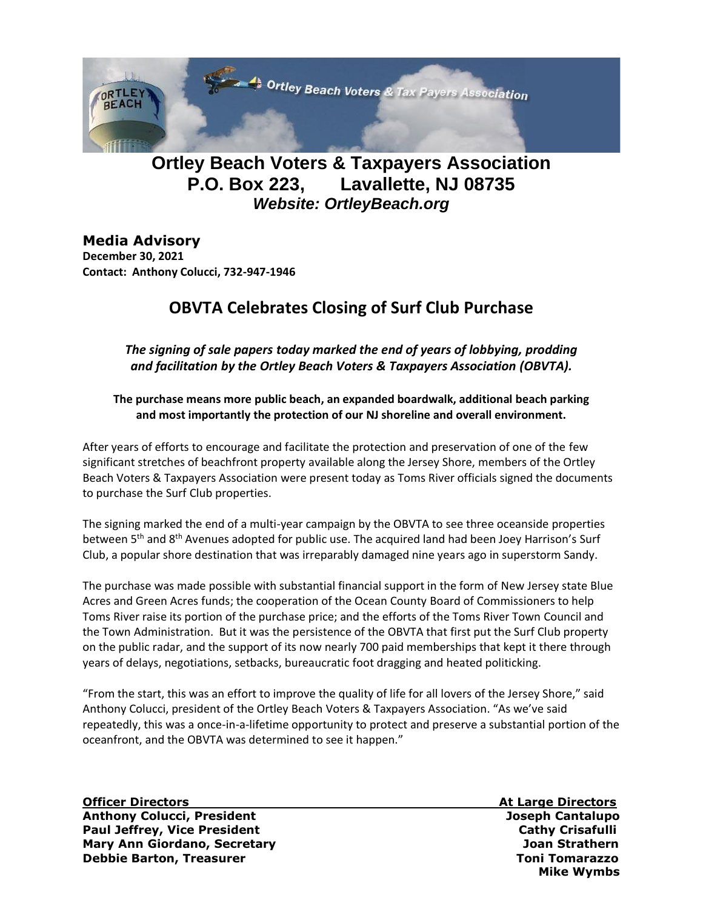# Ortley Beach Voters & Taxpayers Association
## P.O. Box 223, Lavallette, NJ 08735
### *Website: OrtleyBeach.org*

**Media Advisory**
**December 30, 2021**
**Contact: Anthony Colucci, 732-947-1946**

## OBVTA Celebrates Closing of Surf Club Purchase

***The signing of sale papers today marked the end of years of lobbying, prodding and facilitation by the Ortley Beach Voters & Taxpayers Association (OBVTA).***

**The purchase means more public beach, an expanded boardwalk, additional beach parking and most importantly the protection of our NJ shoreline and overall environment.**

After years of efforts to encourage and facilitate the protection and preservation of one of the few significant stretches of beachfront property available along the Jersey Shore, members of the Ortley Beach Voters & Taxpayers Association were present today as Toms River officials signed the documents to purchase the Surf Club properties.

The signing marked the end of a multi-year campaign by the OBVTA to see three oceanside properties between 5th and 8th Avenues adopted for public use. The acquired land had been Joey Harrison's Surf Club, a popular shore destination that was irreparably damaged nine years ago in superstorm Sandy.

The purchase was made possible with substantial financial support in the form of New Jersey state Blue Acres and Green Acres funds; the cooperation of the Ocean County Board of Commissioners to help Toms River raise its portion of the purchase price; and the efforts of the Toms River Town Council and the Town Administration. But it was the persistence of the OBVTA that first put the Surf Club property on the public radar, and the support of its now nearly 700 paid memberships that kept it there through years of delays, negotiations, setbacks, bureaucratic foot dragging and heated politicking.

"From the start, this was an effort to improve the quality of life for all lovers of the Jersey Shore," said Anthony Colucci, president of the Ortley Beach Voters & Taxpayers Association. "As we've said repeatedly, this was a once-in-a-lifetime opportunity to protect and preserve a substantial portion of the oceanfront, and the OBVTA was determined to see it happen."

**Officer Directors**
**Anthony Colucci, President**
**Paul Jeffrey, Vice President**
**Mary Ann Giordano, Secretary**
**Debbie Barton, Treasurer**

**At Large Directors**
**Joseph Cantalupo**
**Cathy Crisafulli**
**Joan Strathern**
**Toni Tomarazzo**
**Mike Wymbs**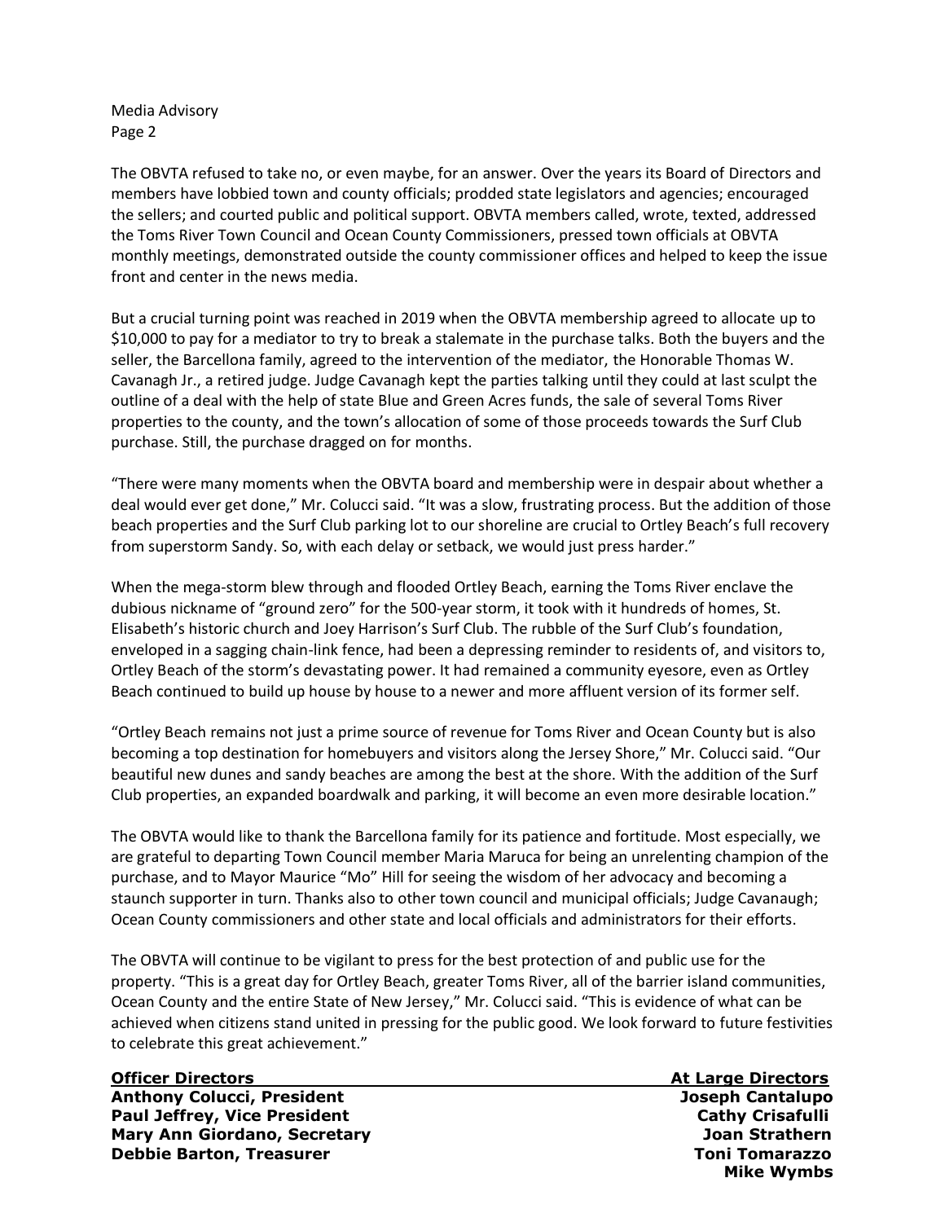The OBVTA refused to take no, or even maybe, for an answer. Over the years its Board of Directors and members have lobbied town and county officials; prodded state legislators and agencies; encouraged the sellers; and courted public and political support. OBVTA members called, wrote, texted, addressed the Toms River Town Council and Ocean County Commissioners, pressed town officials at OBVTA monthly meetings, demonstrated outside the county commissioner offices and helped to keep the issue front and center in the news media.

But a crucial turning point was reached in 2019 when the OBVTA membership agreed to allocate up to $10,000 to pay for a mediator to try to break a stalemate in the purchase talks. Both the buyers and the seller, the Barcellona family, agreed to the intervention of the mediator, the Honorable Thomas W. Cavanagh Jr., a retired judge. Judge Cavanagh kept the parties talking until they could at last sculpt the outline of a deal with the help of state Blue and Green Acres funds, the sale of several Toms River properties to the county, and the town's allocation of some of those proceeds towards the Surf Club purchase. Still, the purchase dragged on for months.

"There were many moments when the OBVTA board and membership were in despair about whether a deal would ever get done," Mr. Colucci said. "It was a slow, frustrating process. But the addition of those beach properties and the Surf Club parking lot to our shoreline are crucial to Ortley Beach's full recovery from superstorm Sandy. So, with each delay or setback, we would just press harder."

When the mega-storm blew through and flooded Ortley Beach, earning the Toms River enclave the dubious nickname of "ground zero" for the 500-year storm, it took with it hundreds of homes, St. Elisabeth's historic church and Joey Harrison's Surf Club. The rubble of the Surf Club's foundation, enveloped in a sagging chain-link fence, had been a depressing reminder to residents of, and visitors to, Ortley Beach of the storm's devastating power. It had remained a community eyesore, even as Ortley Beach continued to build up house by house to a newer and more affluent version of its former self.

"Ortley Beach remains not just a prime source of revenue for Toms River and Ocean County but is also becoming a top destination for homebuyers and visitors along the Jersey Shore," Mr. Colucci said. "Our beautiful new dunes and sandy beaches are among the best at the shore. With the addition of the Surf Club properties, an expanded boardwalk and parking, it will become an even more desirable location."

The OBVTA would like to thank the Barcellona family for its patience and fortitude. Most especially, we are grateful to departing Town Council member Maria Maruca for being an unrelenting champion of the purchase, and to Mayor Maurice "Mo" Hill for seeing the wisdom of her advocacy and becoming a staunch supporter in turn. Thanks also to other town council and municipal officials; Judge Cavanaugh; Ocean County commissioners and other state and local officials and administrators for their efforts.

The OBVTA will continue to be vigilant to press for the best protection of and public use for the property. "This is a great day for Ortley Beach, greater Toms River, all of the barrier island communities, Ocean County and the entire State of New Jersey," Mr. Colucci said. "This is evidence of what can be achieved when citizens stand united in pressing for the public good. We look forward to future festivities to celebrate this great achievement."

| **Officer Directors** | **At Large Directors** |
|---|---|
| **Anthony Colucci, President** | **Joseph Cantalupo** |
| **Paul Jeffrey, Vice President** | **Cathy Crisafulli** |
| **Mary Ann Giordano, Secretary** | **Joan Strathern** |
| **Debbie Barton, Treasurer** | **Toni Tomarazzo** |
| | **Mike Wymbs** |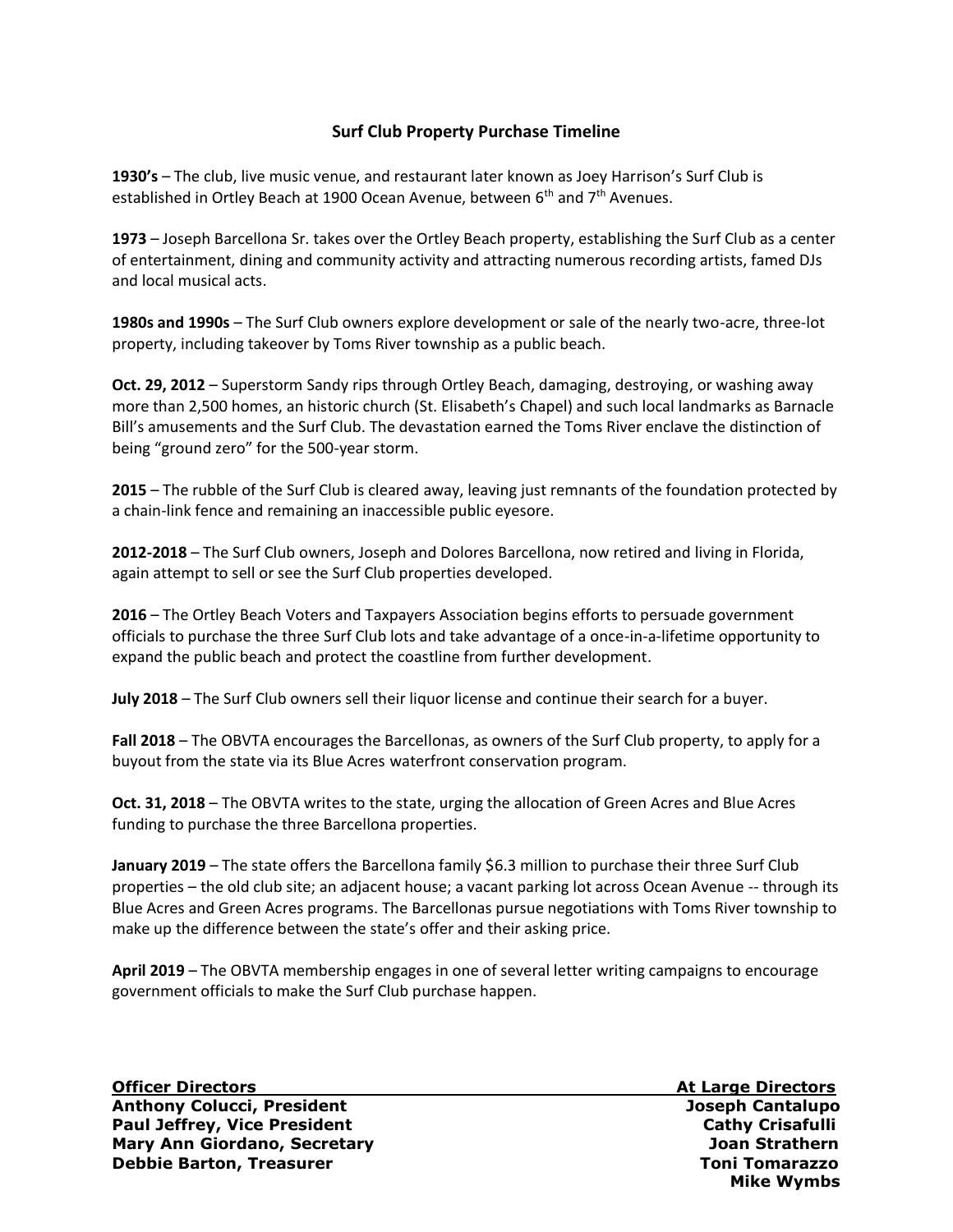## Surf Club Property Purchase Timeline

**1930's** – The club, live music venue, and restaurant later known as Joey Harrison's Surf Club is established in Ortley Beach at 1900 Ocean Avenue, between 6th and 7th Avenues.

**1973** – Joseph Barcellona Sr. takes over the Ortley Beach property, establishing the Surf Club as a center of entertainment, dining and community activity and attracting numerous recording artists, famed DJs and local musical acts.

**1980s and 1990s** – The Surf Club owners explore development or sale of the nearly two-acre, three-lot property, including takeover by Toms River township as a public beach.

**Oct. 29, 2012** – Superstorm Sandy rips through Ortley Beach, damaging, destroying, or washing away more than 2,500 homes, an historic church (St. Elisabeth's Chapel) and such local landmarks as Barnacle Bill's amusements and the Surf Club. The devastation earned the Toms River enclave the distinction of being "ground zero" for the 500-year storm.

**2015** – The rubble of the Surf Club is cleared away, leaving just remnants of the foundation protected by a chain-link fence and remaining an inaccessible public eyesore.

**2012-2018** – The Surf Club owners, Joseph and Dolores Barcellona, now retired and living in Florida, again attempt to sell or see the Surf Club properties developed.

**2016** – The Ortley Beach Voters and Taxpayers Association begins efforts to persuade government officials to purchase the three Surf Club lots and take advantage of a once-in-a-lifetime opportunity to expand the public beach and protect the coastline from further development.

**July 2018** – The Surf Club owners sell their liquor license and continue their search for a buyer.

**Fall 2018** – The OBVTA encourages the Barcellonas, as owners of the Surf Club property, to apply for a buyout from the state via its Blue Acres waterfront conservation program.

**Oct. 31, 2018** – The OBVTA writes to the state, urging the allocation of Green Acres and Blue Acres funding to purchase the three Barcellona properties.

**January 2019** – The state offers the Barcellona family $6.3 million to purchase their three Surf Club properties – the old club site; an adjacent house; a vacant parking lot across Ocean Avenue -- through its Blue Acres and Green Acres programs. The Barcellonas pursue negotiations with Toms River township to make up the difference between the state's offer and their asking price.

**April 2019** – The OBVTA membership engages in one of several letter writing campaigns to encourage government officials to make the Surf Club purchase happen.

| **Officer Directors** | **At Large Directors** |
|---|---|
| **Anthony Colucci, President** | **Joseph Cantalupo** |
| **Paul Jeffrey, Vice President** | **Cathy Crisafulli** |
| **Mary Ann Giordano, Secretary** | **Joan Strathern** |
| **Debbie Barton, Treasurer** | **Toni Tomarazzo** |
| | **Mike Wymbs** |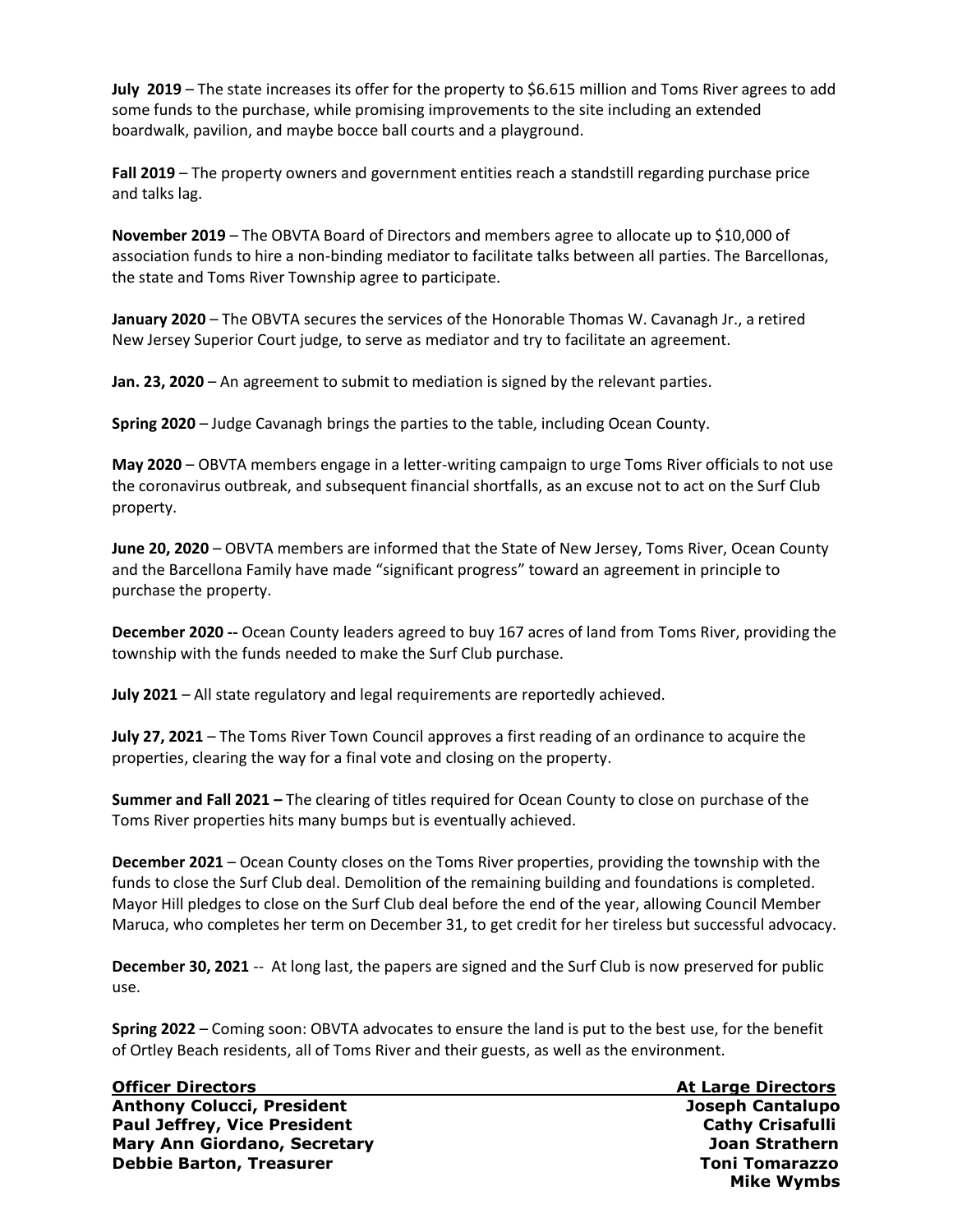**July 2019** – The state increases its offer for the property to $6.615 million and Toms River agrees to add some funds to the purchase, while promising improvements to the site including an extended boardwalk, pavilion, and maybe bocce ball courts and a playground.

**Fall 2019** – The property owners and government entities reach a standstill regarding purchase price and talks lag.

**November 2019** – The OBVTA Board of Directors and members agree to allocate up to $10,000 of association funds to hire a non-binding mediator to facilitate talks between all parties. The Barcellonas, the state and Toms River Township agree to participate.

**January 2020** – The OBVTA secures the services of the Honorable Thomas W. Cavanagh Jr., a retired New Jersey Superior Court judge, to serve as mediator and try to facilitate an agreement.

**Jan. 23, 2020** – An agreement to submit to mediation is signed by the relevant parties.

**Spring 2020** – Judge Cavanagh brings the parties to the table, including Ocean County.

**May 2020** – OBVTA members engage in a letter-writing campaign to urge Toms River officials to not use the coronavirus outbreak, and subsequent financial shortfalls, as an excuse not to act on the Surf Club property.

**June 20, 2020** – OBVTA members are informed that the State of New Jersey, Toms River, Ocean County and the Barcellona Family have made "significant progress" toward an agreement in principle to purchase the property.

**December 2020 --** Ocean County leaders agreed to buy 167 acres of land from Toms River, providing the township with the funds needed to make the Surf Club purchase.

**July 2021** – All state regulatory and legal requirements are reportedly achieved.

**July 27, 2021** – The Toms River Town Council approves a first reading of an ordinance to acquire the properties, clearing the way for a final vote and closing on the property.

**Summer and Fall 2021 –** The clearing of titles required for Ocean County to close on purchase of the Toms River properties hits many bumps but is eventually achieved.

**December 2021** – Ocean County closes on the Toms River properties, providing the township with the funds to close the Surf Club deal. Demolition of the remaining building and foundations is completed. Mayor Hill pledges to close on the Surf Club deal before the end of the year, allowing Council Member Maruca, who completes her term on December 31, to get credit for her tireless but successful advocacy.

**December 30, 2021** -- At long last, the papers are signed and the Surf Club is now preserved for public use.

**Spring 2022** – Coming soon: OBVTA advocates to ensure the land is put to the best use, for the benefit of Ortley Beach residents, all of Toms River and their guests, as well as the environment.

| **Officer Directors** | **At Large Directors** |
| --- | --- |
| **Anthony Colucci, President** | **Joseph Cantalupo** |
| **Paul Jeffrey, Vice President** | **Cathy Crisafulli** |
| **Mary Ann Giordano, Secretary** | **Joan Strathern** |
| **Debbie Barton, Treasurer** | **Toni Tomarazzo** |
| | **Mike Wymbs** |